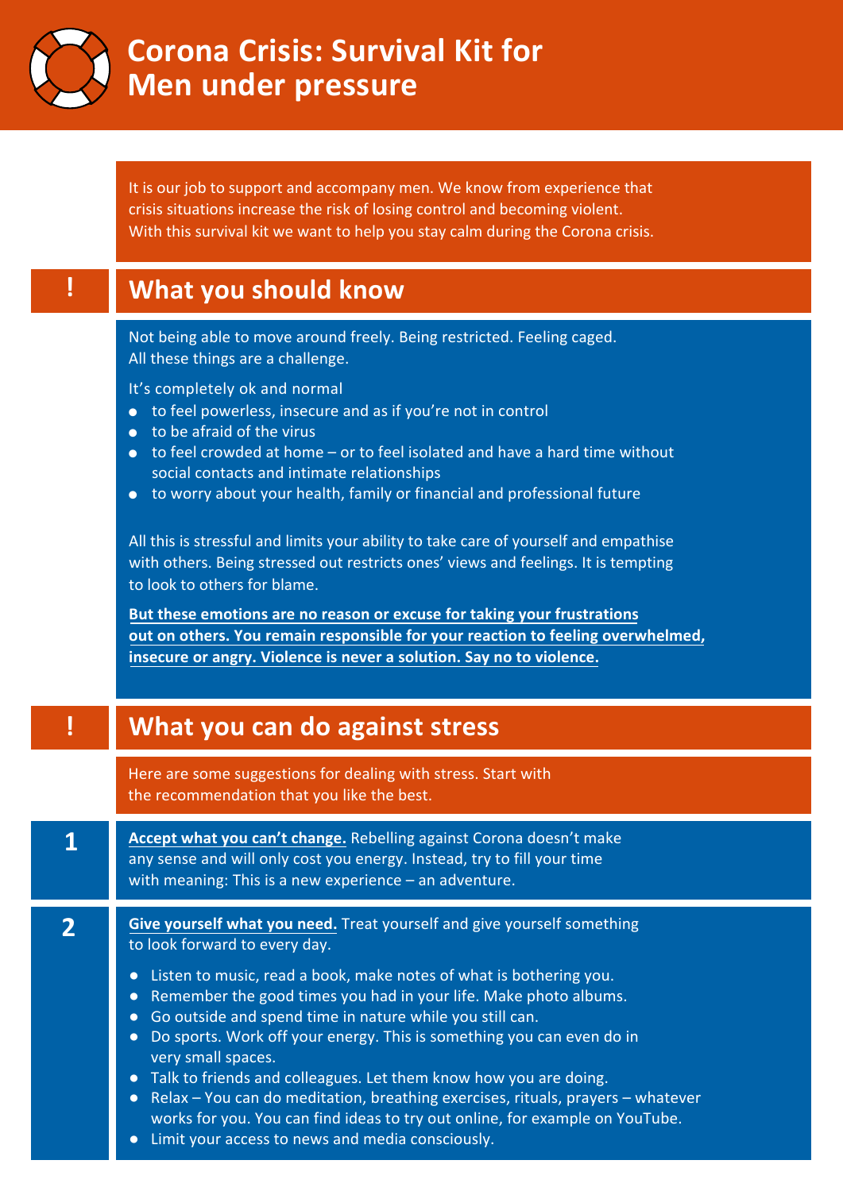# Corona Crisis: Survival Kit for Men under pressure

It is our job to support and accompany men. We know from experience that crisis situations increase the risk of losing control and becoming violent. With this survival kit we want to help you stay calm during the Corona crisis.

## ! What you should know

Not being able to move around freely. Being restricted. Feeling caged. All these things are a challenge.

It's completely ok and normal

- to feel powerless, insecure and as if you're not in control
- to be afraid of the virus
- to feel crowded at home – or to feel isolated and have a hard time without social contacts and intimate relationships
- to worry about your health, family or financial and professional future

All this is stressful and limits your ability to take care of yourself and empathise with others. Being stressed out restricts ones' views and feelings. It is tempting to look to others for blame.

**But these emotions are no reason or excuse for taking your frustrations out on others. You remain responsible for your reaction to feeling overwhelmed, insecure or angry. Violence is never a solution. Say no to violence.**

## ! What you can do against stress

Here are some suggestions for dealing with stress. Start with the recommendation that you like the best.

**1** **Accept what you can't change.** Rebelling against Corona doesn't make any sense and will only cost you energy. Instead, try to fill your time with meaning: This is a new experience – an adventure.

**2** **Give yourself what you need.** Treat yourself and give yourself something to look forward to every day.

- Listen to music, read a book, make notes of what is bothering you.
- Remember the good times you had in your life. Make photo albums.
- Go outside and spend time in nature while you still can.
- Do sports. Work off your energy. This is something you can even do in very small spaces.
- Talk to friends and colleagues. Let them know how you are doing.
- Relax – You can do meditation, breathing exercises, rituals, prayers – whatever works for you. You can find ideas to try out online, for example on YouTube.
- Limit your access to news and media consciously.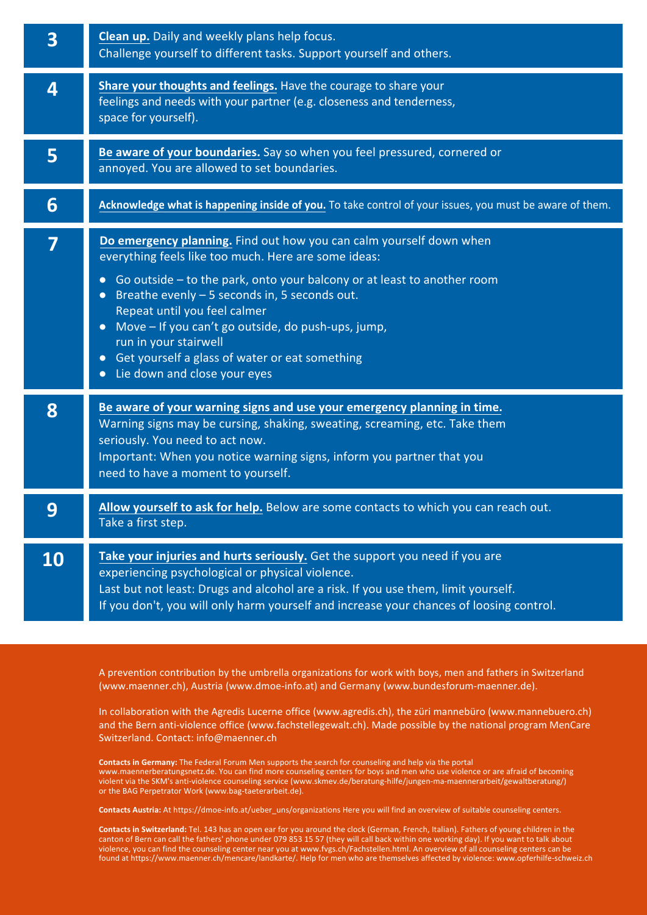**3** **Clean up.** Daily and weekly plans help focus. Challenge yourself to different tasks. Support yourself and others.

**4** **Share your thoughts and feelings.** Have the courage to share your feelings and needs with your partner (e.g. closeness and tenderness, space for yourself).

**5** **Be aware of your boundaries.** Say so when you feel pressured, cornered or annoyed. You are allowed to set boundaries.

**6** **Acknowledge what is happening inside of you.** To take control of your issues, you must be aware of them.

**7** **Do emergency planning.** Find out how you can calm yourself down when everything feels like too much. Here are some ideas:

- Go outside – to the park, onto your balcony or at least to another room
- Breathe evenly – 5 seconds in, 5 seconds out. Repeat until you feel calmer
- Move – If you can't go outside, do push-ups, jump, run in your stairwell
- Get yourself a glass of water or eat something
- Lie down and close your eyes

**8** **Be aware of your warning signs and use your emergency planning in time.** Warning signs may be cursing, shaking, sweating, screaming, etc. Take them seriously. You need to act now.
Important: When you notice warning signs, inform you partner that you need to have a moment to yourself.

**9** **Allow yourself to ask for help.** Below are some contacts to which you can reach out. Take a first step.

**10** **Take your injuries and hurts seriously.** Get the support you need if you are experiencing psychological or physical violence.
Last but not least: Drugs and alcohol are a risk. If you use them, limit yourself. If you don't, you will only harm yourself and increase your chances of loosing control.

A prevention contribution by the umbrella organizations for work with boys, men and fathers in Switzerland (www.maenner.ch), Austria (www.dmoe-info.at) and Germany (www.bundesforum-maenner.de).

In collaboration with the Agredis Lucerne office (www.agredis.ch), the züri mannebüro (www.mannebuero.ch) and the Bern anti-violence office (www.fachstellegewalt.ch). Made possible by the national program MenCare Switzerland. Contact: info@maenner.ch

**Contacts in Germany:** The Federal Forum Men supports the search for counseling and help via the portal www.maennerberatungsnetz.de. You can find more counseling centers for boys and men who use violence or are afraid of becoming violent via the SKM's anti-violence counseling service (www.skmev.de/beratung-hilfe/jungen-ma-maennerarbeit/gewaltberatung/) or the BAG Perpetrator Work (www.bag-taeterarbeit.de).

**Contacts Austria:** At https://dmoe-info.at/ueber_uns/organizations Here you will find an overview of suitable counseling centers.

**Contacts in Switzerland:** Tel. 143 has an open ear for you around the clock (German, French, Italian). Fathers of young children in the canton of Bern can call the fathers' phone under 079 853 15 57 (they will call back within one working day). If you want to talk about violence, you can find the counseling center near you at www.fvgs.ch/Fachstellen.html. An overview of all counseling centers can be found at https://www.maenner.ch/mencare/landkarte/. Help for men who are themselves affected by violence: www.opferhilfe-schweiz.ch